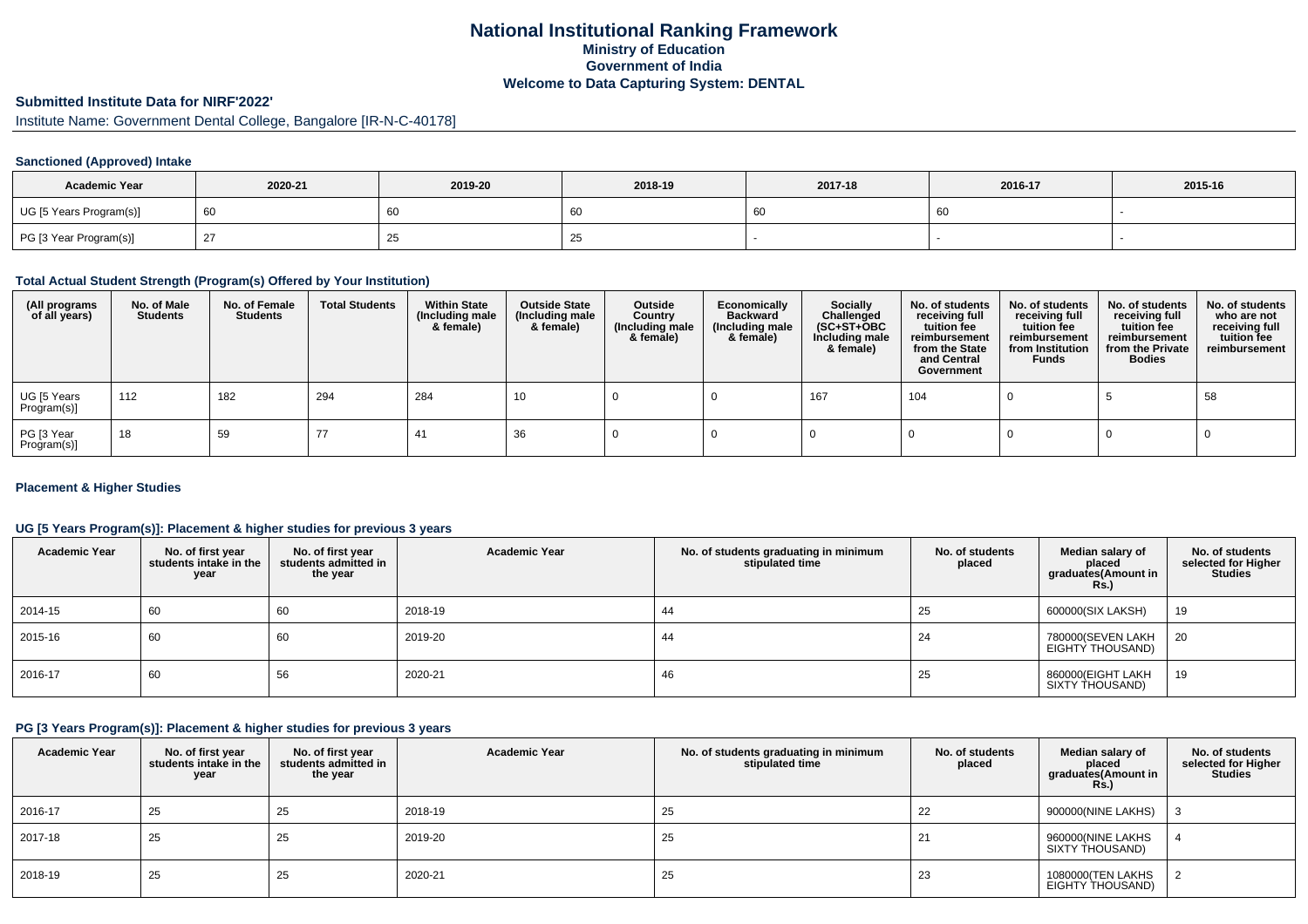# National Institutional Ranking Framework
## Ministry of Education
## Government of India
## Welcome to Data Capturing System: DENTAL

### Submitted Institute Data for NIRF'2022'

Institute Name: Government Dental College, Bangalore [IR-N-C-40178]

#### Sanctioned (Approved) Intake

| Academic Year | 2020-21 | 2019-20 | 2018-19 | 2017-18 | 2016-17 | 2015-16 |
|---|---|---|---|---|---|---|
| UG [5 Years Program(s)] | 60 | 60 | 60 | 60 | 60 | - |
| PG [3 Year Program(s)] | 27 | 25 | 25 | - | - | - |

#### Total Actual Student Strength (Program(s) Offered by Your Institution)

| (All programs of all years) | No. of Male Students | No. of Female Students | Total Students | Within State (Including male & female) | Outside State (Including male & female) | Outside Country (Including male & female) | Economically Backward (Including male & female) | Socially Challenged (SC+ST+OBC Including male & female) | No. of students receiving full tuition fee reimbursement from the State and Central Government | No. of students receiving full tuition fee reimbursement from Institution Funds | No. of students receiving full tuition fee reimbursement from the Private Bodies | No. of students who are not receiving full tuition fee reimbursement |
|---|---|---|---|---|---|---|---|---|---|---|---|---|
| UG [5 Years Program(s)] | 112 | 182 | 294 | 284 | 10 | 0 | 0 | 167 | 104 | 0 | 5 | 58 |
| PG [3 Year Program(s)] | 18 | 59 | 77 | 41 | 36 | 0 | 0 | 0 | 0 | 0 | 0 | 0 |

#### Placement & Higher Studies

#### UG [5 Years Program(s)]: Placement & higher studies for previous 3 years

| Academic Year | No. of first year students intake in the year | No. of first year students admitted in the year | Academic Year | No. of students graduating in minimum stipulated time | No. of students placed | Median salary of placed graduates(Amount in Rs.) | No. of students selected for Higher Studies |
|---|---|---|---|---|---|---|---|
| 2014-15 | 60 | 60 | 2018-19 | 44 | 25 | 600000(SIX LAKSH) | 19 |
| 2015-16 | 60 | 60 | 2019-20 | 44 | 24 | 780000(SEVEN LAKH EIGHTY THOUSAND) | 20 |
| 2016-17 | 60 | 56 | 2020-21 | 46 | 25 | 860000(EIGHT LAKH SIXTY THOUSAND) | 19 |

#### PG [3 Years Program(s)]: Placement & higher studies for previous 3 years

| Academic Year | No. of first year students intake in the year | No. of first year students admitted in the year | Academic Year | No. of students graduating in minimum stipulated time | No. of students placed | Median salary of placed graduates(Amount in Rs.) | No. of students selected for Higher Studies |
|---|---|---|---|---|---|---|---|
| 2016-17 | 25 | 25 | 2018-19 | 25 | 22 | 900000(NINE LAKHS) | 3 |
| 2017-18 | 25 | 25 | 2019-20 | 25 | 21 | 960000(NINE LAKHS SIXTY THOUSAND) | 4 |
| 2018-19 | 25 | 25 | 2020-21 | 25 | 23 | 1080000(TEN LAKHS EIGHTY THOUSAND) | 2 |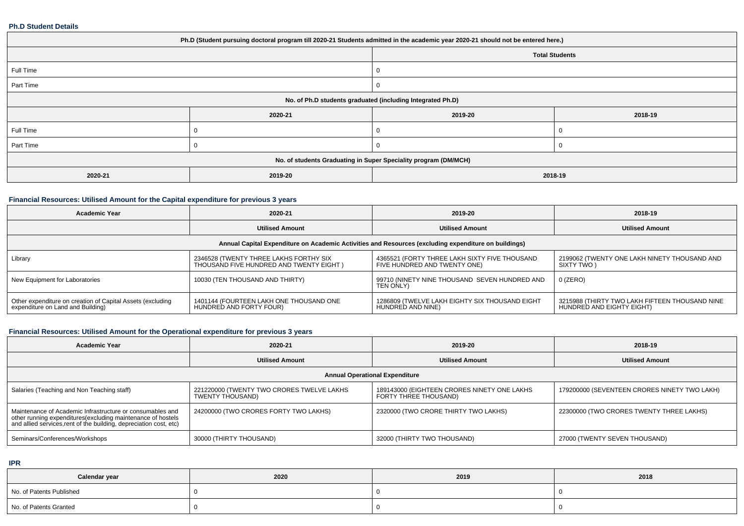### Ph.D Student Details

| Ph.D (Student pursuing doctoral program till 2020-21 Students admitted in the academic year 2020-21 should not be entered here.) | | | |
|---|---|---|---|
| | | Total Students | |
| Full Time | | 0 | |
| Part Time | | 0 | |
| No. of Ph.D students graduated (including Integrated Ph.D) | | | |
| | 2020-21 | 2019-20 | 2018-19 |
| Full Time | 0 | 0 | 0 |
| Part Time | 0 | 0 | 0 |
| No. of students Graduating in Super Speciality program (DM/MCH) | | | |
| 2020-21 | 2019-20 | 2018-19 | |

### Financial Resources: Utilised Amount for the Capital expenditure for previous 3 years

| Academic Year | 2020-21 | 2019-20 | 2018-19 |
|---|---|---|---|
| | Utilised Amount | Utilised Amount | Utilised Amount |
| Annual Capital Expenditure on Academic Activities and Resources (excluding expenditure on buildings) | | | |
| Library | 2346528 (TWENTY THREE LAKHS FORTHY SIX THOUSAND FIVE HUNDRED AND TWENTY EIGHT ) | 4365521 (FORTY THREE LAKH SIXTY FIVE THOUSAND FIVE HUNDRED AND TWENTY ONE) | 2199062 (TWENTY ONE LAKH NINETY THOUSAND AND SIXTY TWO ) |
| New Equipment for Laboratories | 10030 (TEN THOUSAND AND THIRTY) | 99710 (NINETY NINE THOUSAND SEVEN HUNDRED AND TEN ONLY) | 0 (ZERO) |
| Other expenditure on creation of Capital Assets (excluding expenditure on Land and Building) | 1401144 (FOURTEEN LAKH ONE THOUSAND ONE HUNDRED AND FORTY FOUR) | 1286809 (TWELVE LAKH EIGHTY SIX THOUSAND EIGHT HUNDRED AND NINE) | 3215988 (THIRTY TWO LAKH FIFTEEN THOUSAND NINE HUNDRED AND EIGHTY EIGHT) |

### Financial Resources: Utilised Amount for the Operational expenditure for previous 3 years

| Academic Year | 2020-21 | 2019-20 | 2018-19 |
|---|---|---|---|
| | Utilised Amount | Utilised Amount | Utilised Amount |
| Annual Operational Expenditure | | | |
| Salaries (Teaching and Non Teaching staff) | 221220000 (TWENTY TWO CRORES TWELVE LAKHS TWENTY THOUSAND) | 189143000 (EIGHTEEN CRORES NINETY ONE LAKHS FORTY THREE THOUSAND) | 179200000 (SEVENTEEN CRORES NINETY TWO LAKH) |
| Maintenance of Academic Infrastructure or consumables and other running expenditures(excluding maintenance of hostels and allied services,rent of the building, depreciation cost, etc) | 24200000 (TWO CRORES FORTY TWO LAKHS) | 2320000 (TWO CRORE THIRTY TWO LAKHS) | 22300000 (TWO CRORES TWENTY THREE LAKHS) |
| Seminars/Conferences/Workshops | 30000 (THIRTY THOUSAND) | 32000 (THIRTY TWO THOUSAND) | 27000 (TWENTY SEVEN THOUSAND) |

### IPR

| Calendar year | 2020 | 2019 | 2018 |
|---|---|---|---|
| No. of Patents Published | 0 | 0 | 0 |
| No. of Patents Granted | 0 | 0 | 0 |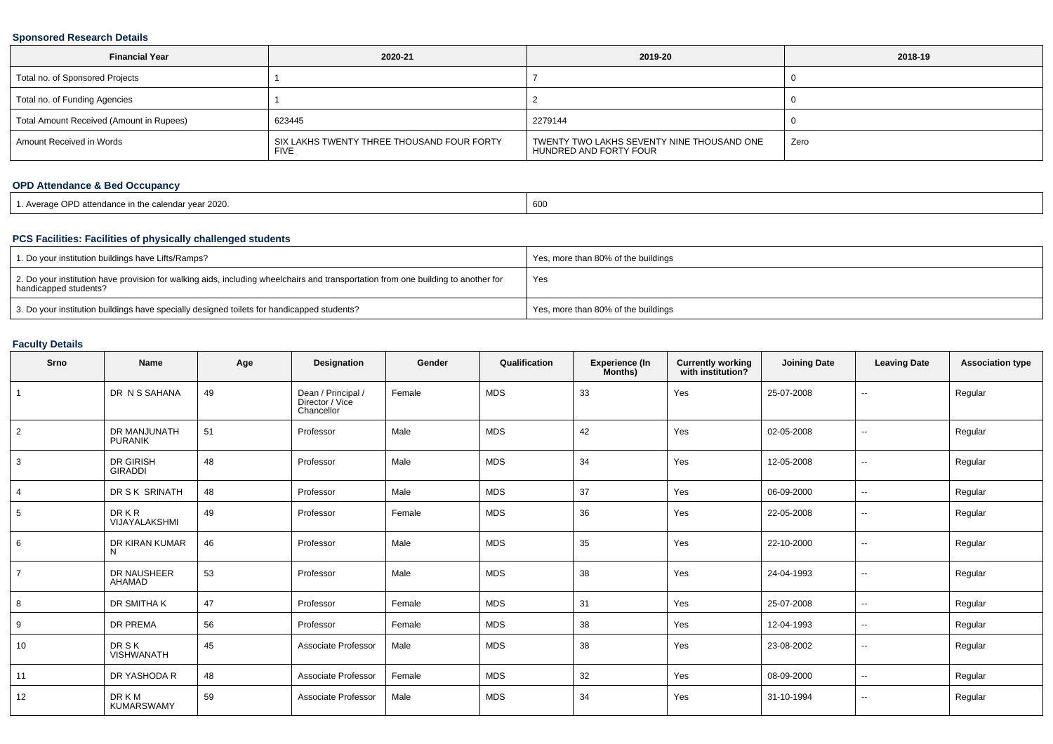### Sponsored Research Details

| Financial Year | 2020-21 | 2019-20 | 2018-19 |
|---|---|---|---|
| Total no. of Sponsored Projects | 1 | 7 | 0 |
| Total no. of Funding Agencies | 1 | 2 | 0 |
| Total Amount Received (Amount in Rupees) | 623445 | 2279144 | 0 |
| Amount Received in Words | SIX LAKHS TWENTY THREE THOUSAND FOUR FORTY FIVE | TWENTY TWO LAKHS SEVENTY NINE THOUSAND ONE HUNDRED AND FORTY FOUR | Zero |

### OPD Attendance & Bed Occupancy

| | |
|---|---|
| 1. Average OPD attendance in the calendar year 2020. | 600 |

### PCS Facilities: Facilities of physically challenged students

| | |
|---|---|
| 1. Do your institution buildings have Lifts/Ramps? | Yes, more than 80% of the buildings |
| 2. Do your institution have provision for walking aids, including wheelchairs and transportation from one building to another for handicapped students? | Yes |
| 3. Do your institution buildings have specially designed toilets for handicapped students? | Yes, more than 80% of the buildings |

### Faculty Details

| Srno | Name | Age | Designation | Gender | Qualification | Experience (In Months) | Currently working with institution? | Joining Date | Leaving Date | Association type |
|---|---|---|---|---|---|---|---|---|---|---|
| 1 | DR N S SAHANA | 49 | Dean / Principal / Director / Vice Chancellor | Female | MDS | 33 | Yes | 25-07-2008 | -- | Regular |
| 2 | DR MANJUNATH PURANIK | 51 | Professor | Male | MDS | 42 | Yes | 02-05-2008 | -- | Regular |
| 3 | DR GIRISH GIRADDI | 48 | Professor | Male | MDS | 34 | Yes | 12-05-2008 | -- | Regular |
| 4 | DR S K SRINATH | 48 | Professor | Male | MDS | 37 | Yes | 06-09-2000 | -- | Regular |
| 5 | DR K R VIJAYALAKSHMI | 49 | Professor | Female | MDS | 36 | Yes | 22-05-2008 | -- | Regular |
| 6 | DR KIRAN KUMAR N | 46 | Professor | Male | MDS | 35 | Yes | 22-10-2000 | -- | Regular |
| 7 | DR NAUSHEER AHAMAD | 53 | Professor | Male | MDS | 38 | Yes | 24-04-1993 | -- | Regular |
| 8 | DR SMITHA K | 47 | Professor | Female | MDS | 31 | Yes | 25-07-2008 | -- | Regular |
| 9 | DR PREMA | 56 | Professor | Female | MDS | 38 | Yes | 12-04-1993 | -- | Regular |
| 10 | DR S K VISHWANATH | 45 | Associate Professor | Male | MDS | 38 | Yes | 23-08-2002 | -- | Regular |
| 11 | DR YASHODA R | 48 | Associate Professor | Female | MDS | 32 | Yes | 08-09-2000 | -- | Regular |
| 12 | DR K M KUMARSWAMY | 59 | Associate Professor | Male | MDS | 34 | Yes | 31-10-1994 | -- | Regular |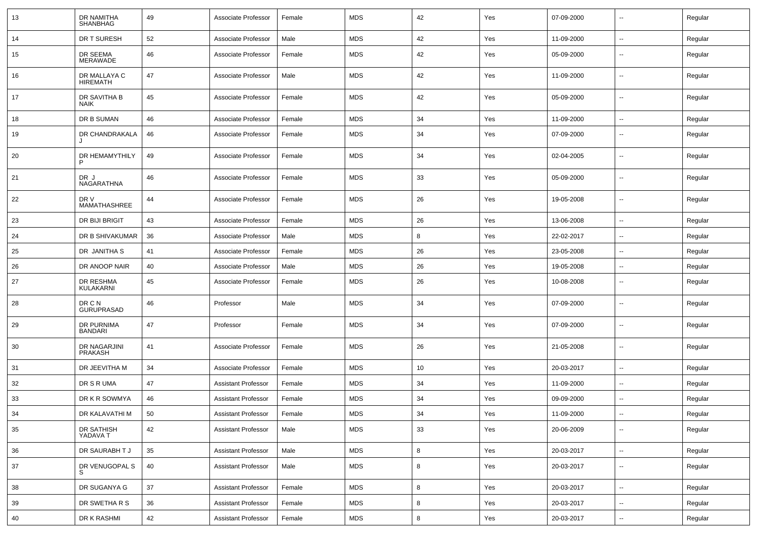| 13 | DR NAMITHA SHANBHAG | 49 | Associate Professor | Female | MDS | 42 | Yes | 07-09-2000 | -- | Regular |
|---|---|---|---|---|---|---|---|---|---|---|
| 14 | DR T SURESH | 52 | Associate Professor | Male | MDS | 42 | Yes | 11-09-2000 | -- | Regular |
| 15 | DR SEEMA MERAWADE | 46 | Associate Professor | Female | MDS | 42 | Yes | 05-09-2000 | -- | Regular |
| 16 | DR MALLAYA C HIREMATH | 47 | Associate Professor | Male | MDS | 42 | Yes | 11-09-2000 | -- | Regular |
| 17 | DR SAVITHA B NAIK | 45 | Associate Professor | Female | MDS | 42 | Yes | 05-09-2000 | -- | Regular |
| 18 | DR B SUMAN | 46 | Associate Professor | Female | MDS | 34 | Yes | 11-09-2000 | -- | Regular |
| 19 | DR CHANDRAKALA J | 46 | Associate Professor | Female | MDS | 34 | Yes | 07-09-2000 | -- | Regular |
| 20 | DR HEMAMYTHILY P | 49 | Associate Professor | Female | MDS | 34 | Yes | 02-04-2005 | -- | Regular |
| 21 | DR J NAGARATHNA | 46 | Associate Professor | Female | MDS | 33 | Yes | 05-09-2000 | -- | Regular |
| 22 | DR V MAMATHASHREE | 44 | Associate Professor | Female | MDS | 26 | Yes | 19-05-2008 | -- | Regular |
| 23 | DR BIJI BRIGIT | 43 | Associate Professor | Female | MDS | 26 | Yes | 13-06-2008 | -- | Regular |
| 24 | DR B SHIVAKUMAR | 36 | Associate Professor | Male | MDS | 8 | Yes | 22-02-2017 | -- | Regular |
| 25 | DR JANITHA S | 41 | Associate Professor | Female | MDS | 26 | Yes | 23-05-2008 | -- | Regular |
| 26 | DR ANOOP NAIR | 40 | Associate Professor | Male | MDS | 26 | Yes | 19-05-2008 | -- | Regular |
| 27 | DR RESHMA KULAKARNI | 45 | Associate Professor | Female | MDS | 26 | Yes | 10-08-2008 | -- | Regular |
| 28 | DR C N GURUPRASAD | 46 | Professor | Male | MDS | 34 | Yes | 07-09-2000 | -- | Regular |
| 29 | DR PURNIMA BANDARI | 47 | Professor | Female | MDS | 34 | Yes | 07-09-2000 | -- | Regular |
| 30 | DR NAGARJINI PRAKASH | 41 | Associate Professor | Female | MDS | 26 | Yes | 21-05-2008 | -- | Regular |
| 31 | DR JEEVITHA M | 34 | Associate Professor | Female | MDS | 10 | Yes | 20-03-2017 | -- | Regular |
| 32 | DR S R UMA | 47 | Assistant Professor | Female | MDS | 34 | Yes | 11-09-2000 | -- | Regular |
| 33 | DR K R SOWMYA | 46 | Assistant Professor | Female | MDS | 34 | Yes | 09-09-2000 | -- | Regular |
| 34 | DR KALAVATHI M | 50 | Assistant Professor | Female | MDS | 34 | Yes | 11-09-2000 | -- | Regular |
| 35 | DR SATHISH YADAVA T | 42 | Assistant Professor | Male | MDS | 33 | Yes | 20-06-2009 | -- | Regular |
| 36 | DR SAURABH T J | 35 | Assistant Professor | Male | MDS | 8 | Yes | 20-03-2017 | -- | Regular |
| 37 | DR VENUGOPAL S S | 40 | Assistant Professor | Male | MDS | 8 | Yes | 20-03-2017 | -- | Regular |
| 38 | DR SUGANYA G | 37 | Assistant Professor | Female | MDS | 8 | Yes | 20-03-2017 | -- | Regular |
| 39 | DR SWETHA R S | 36 | Assistant Professor | Female | MDS | 8 | Yes | 20-03-2017 | -- | Regular |
| 40 | DR K RASHMI | 42 | Assistant Professor | Female | MDS | 8 | Yes | 20-03-2017 | -- | Regular |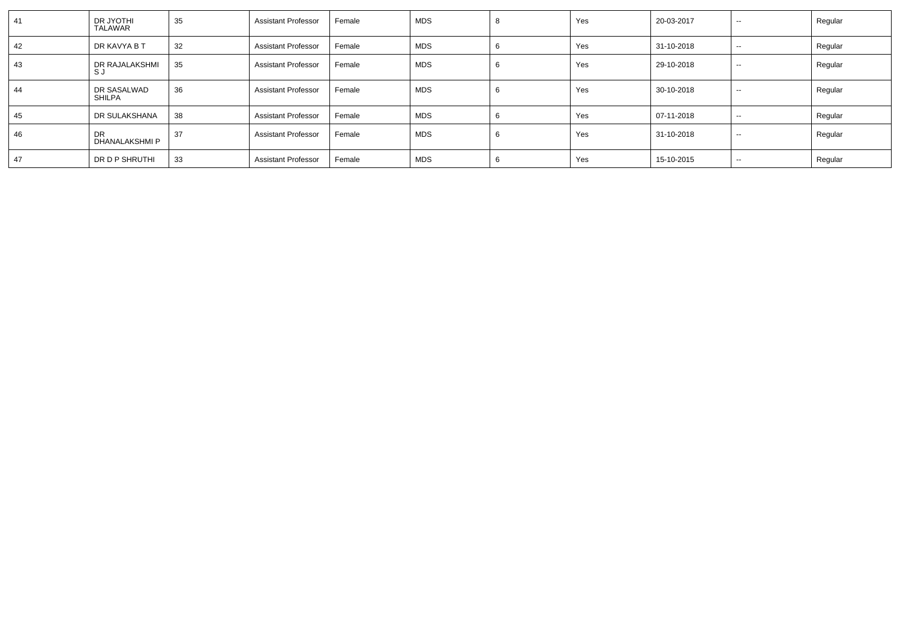| | | | | | | | | | | |
|---|---|---|---|---|---|---|---|---|---|---|
| 41 | DR JYOTHI TALAWAR | 35 | Assistant Professor | Female | MDS | 8 | Yes | 20-03-2017 | -- | Regular |
| 42 | DR KAVYA B T | 32 | Assistant Professor | Female | MDS | 6 | Yes | 31-10-2018 | -- | Regular |
| 43 | DR RAJALAKSHMI S J | 35 | Assistant Professor | Female | MDS | 6 | Yes | 29-10-2018 | -- | Regular |
| 44 | DR SASALWAD SHILPA | 36 | Assistant Professor | Female | MDS | 6 | Yes | 30-10-2018 | -- | Regular |
| 45 | DR SULAKSHANA | 38 | Assistant Professor | Female | MDS | 6 | Yes | 07-11-2018 | -- | Regular |
| 46 | DR DHANALAKSHMI P | 37 | Assistant Professor | Female | MDS | 6 | Yes | 31-10-2018 | -- | Regular |
| 47 | DR D P SHRUTHI | 33 | Assistant Professor | Female | MDS | 6 | Yes | 15-10-2015 | -- | Regular |